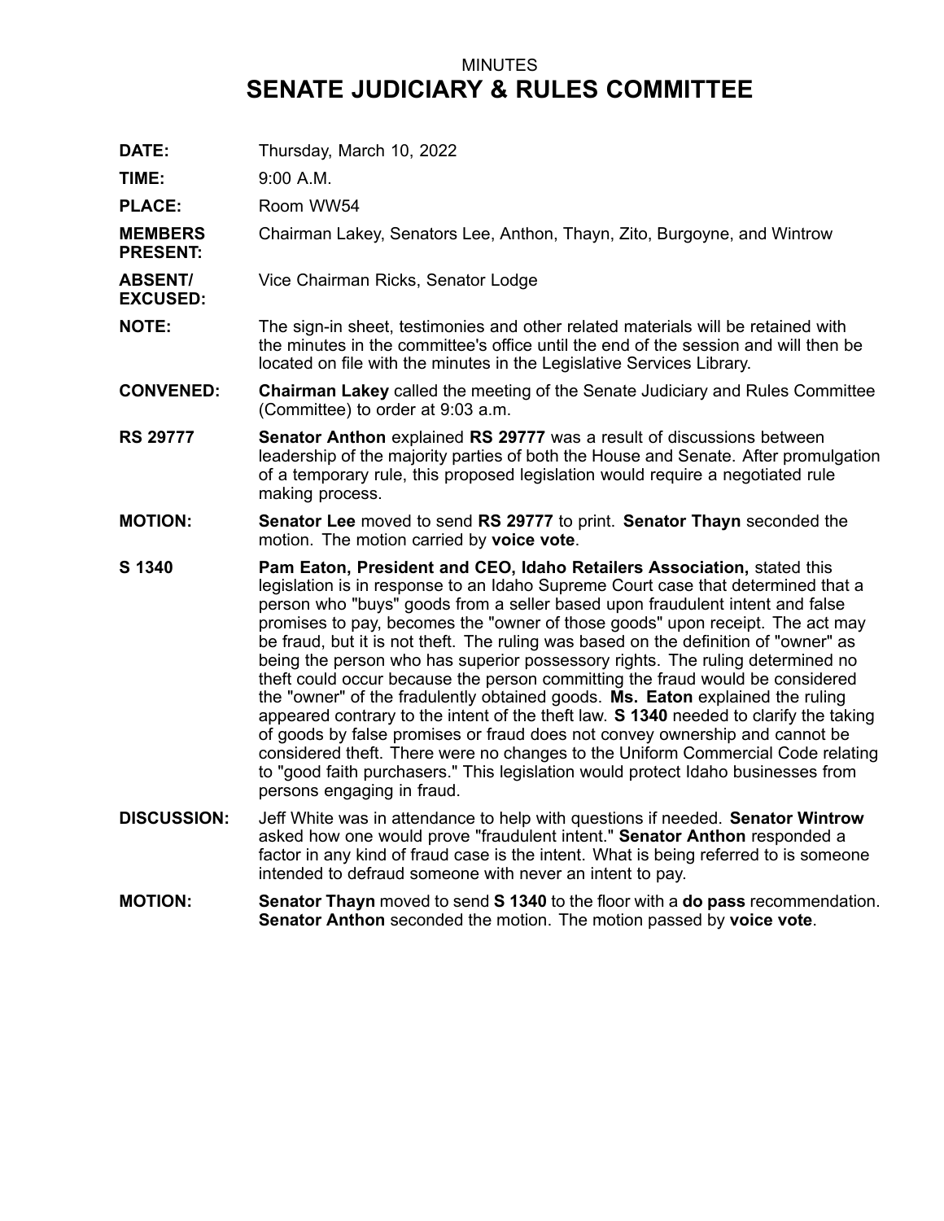MINUTES

# SENATE JUDICIARY & RULES COMMITTEE

**DATE:** Thursday, March 10, 2022

**TIME:** 9:00 A.M.

**PLACE:** Room WW54

**MEMBERS PRESENT:** Chairman Lakey, Senators Lee, Anthon, Thayn, Zito, Burgoyne, and Wintrow

**ABSENT/ EXCUSED:** Vice Chairman Ricks, Senator Lodge

**NOTE:** The sign-in sheet, testimonies and other related materials will be retained with the minutes in the committee's office until the end of the session and will then be located on file with the minutes in the Legislative Services Library.

**CONVENED:** **Chairman Lakey** called the meeting of the Senate Judiciary and Rules Committee (Committee) to order at 9:03 a.m.

**RS 29777** **Senator Anthon** explained **RS 29777** was a result of discussions between leadership of the majority parties of both the House and Senate. After promulgation of a temporary rule, this proposed legislation would require a negotiated rule making process.

**MOTION:** **Senator Lee** moved to send **RS 29777** to print. **Senator Thayn** seconded the motion. The motion carried by **voice vote**.

**S 1340** **Pam Eaton, President and CEO, Idaho Retailers Association,** stated this legislation is in response to an Idaho Supreme Court case that determined that a person who "buys" goods from a seller based upon fraudulent intent and false promises to pay, becomes the "owner of those goods" upon receipt. The act may be fraud, but it is not theft. The ruling was based on the definition of "owner" as being the person who has superior possessory rights. The ruling determined no theft could occur because the person committing the fraud would be considered the "owner" of the fradulently obtained goods. **Ms. Eaton** explained the ruling appeared contrary to the intent of the theft law. **S 1340** needed to clarify the taking of goods by false promises or fraud does not convey ownership and cannot be considered theft. There were no changes to the Uniform Commercial Code relating to "good faith purchasers." This legislation would protect Idaho businesses from persons engaging in fraud.

**DISCUSSION:** Jeff White was in attendance to help with questions if needed. **Senator Wintrow** asked how one would prove "fraudulent intent." **Senator Anthon** responded a factor in any kind of fraud case is the intent. What is being referred to is someone intended to defraud someone with never an intent to pay.

**MOTION:** **Senator Thayn** moved to send **S 1340** to the floor with a **do pass** recommendation. **Senator Anthon** seconded the motion. The motion passed by **voice vote**.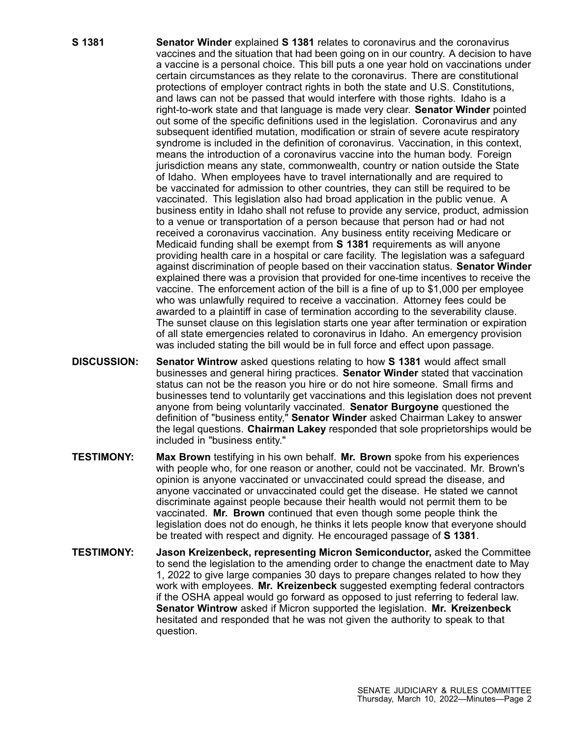**S 1381** **Senator Winder** explained **S 1381** relates to coronavirus and the coronavirus vaccines and the situation that had been going on in our country. A decision to have a vaccine is a personal choice. This bill puts a one year hold on vaccinations under certain circumstances as they relate to the coronavirus. There are constitutional protections of employer contract rights in both the state and U.S. Constitutions, and laws can not be passed that would interfere with those rights. Idaho is a right-to-work state and that language is made very clear. **Senator Winder** pointed out some of the specific definitions used in the legislation. Coronavirus and any subsequent identified mutation, modification or strain of severe acute respiratory syndrome is included in the definition of coronavirus. Vaccination, in this context, means the introduction of a coronavirus vaccine into the human body. Foreign jurisdiction means any state, commonwealth, country or nation outside the State of Idaho. When employees have to travel internationally and are required to be vaccinated for admission to other countries, they can still be required to be vaccinated. This legislation also had broad application in the public venue. A business entity in Idaho shall not refuse to provide any service, product, admission to a venue or transportation of a person because that person had or had not received a coronavirus vaccination. Any business entity receiving Medicare or Medicaid funding shall be exempt from **S 1381** requirements as will anyone providing health care in a hospital or care facility. The legislation was a safeguard against discrimination of people based on their vaccination status. **Senator Winder** explained there was a provision that provided for one-time incentives to receive the vaccine. The enforcement action of the bill is a fine of up to $1,000 per employee who was unlawfully required to receive a vaccination. Attorney fees could be awarded to a plaintiff in case of termination according to the severability clause. The sunset clause on this legislation starts one year after termination or expiration of all state emergencies related to coronavirus in Idaho. An emergency provision was included stating the bill would be in full force and effect upon passage.

**DISCUSSION:** **Senator Wintrow** asked questions relating to how **S 1381** would affect small businesses and general hiring practices. **Senator Winder** stated that vaccination status can not be the reason you hire or do not hire someone. Small firms and businesses tend to voluntarily get vaccinations and this legislation does not prevent anyone from being voluntarily vaccinated. **Senator Burgoyne** questioned the definition of "business entity," **Senator Winder** asked Chairman Lakey to answer the legal questions. **Chairman Lakey** responded that sole proprietorships would be included in "business entity."

**TESTIMONY:** **Max Brown** testifying in his own behalf. **Mr. Brown** spoke from his experiences with people who, for one reason or another, could not be vaccinated. Mr. Brown's opinion is anyone vaccinated or unvaccinated could spread the disease, and anyone vaccinated or unvaccinated could get the disease. He stated we cannot discriminate against people because their health would not permit them to be vaccinated. **Mr. Brown** continued that even though some people think the legislation does not do enough, he thinks it lets people know that everyone should be treated with respect and dignity. He encouraged passage of **S 1381**.

**TESTIMONY:** **Jason Kreizenbeck, representing Micron Semiconductor,** asked the Committee to send the legislation to the amending order to change the enactment date to May 1, 2022 to give large companies 30 days to prepare changes related to how they work with employees. **Mr. Kreizenbeck** suggested exempting federal contractors if the OSHA appeal would go forward as opposed to just referring to federal law. **Senator Wintrow** asked if Micron supported the legislation. **Mr. Kreizenbeck** hesitated and responded that he was not given the authority to speak to that question.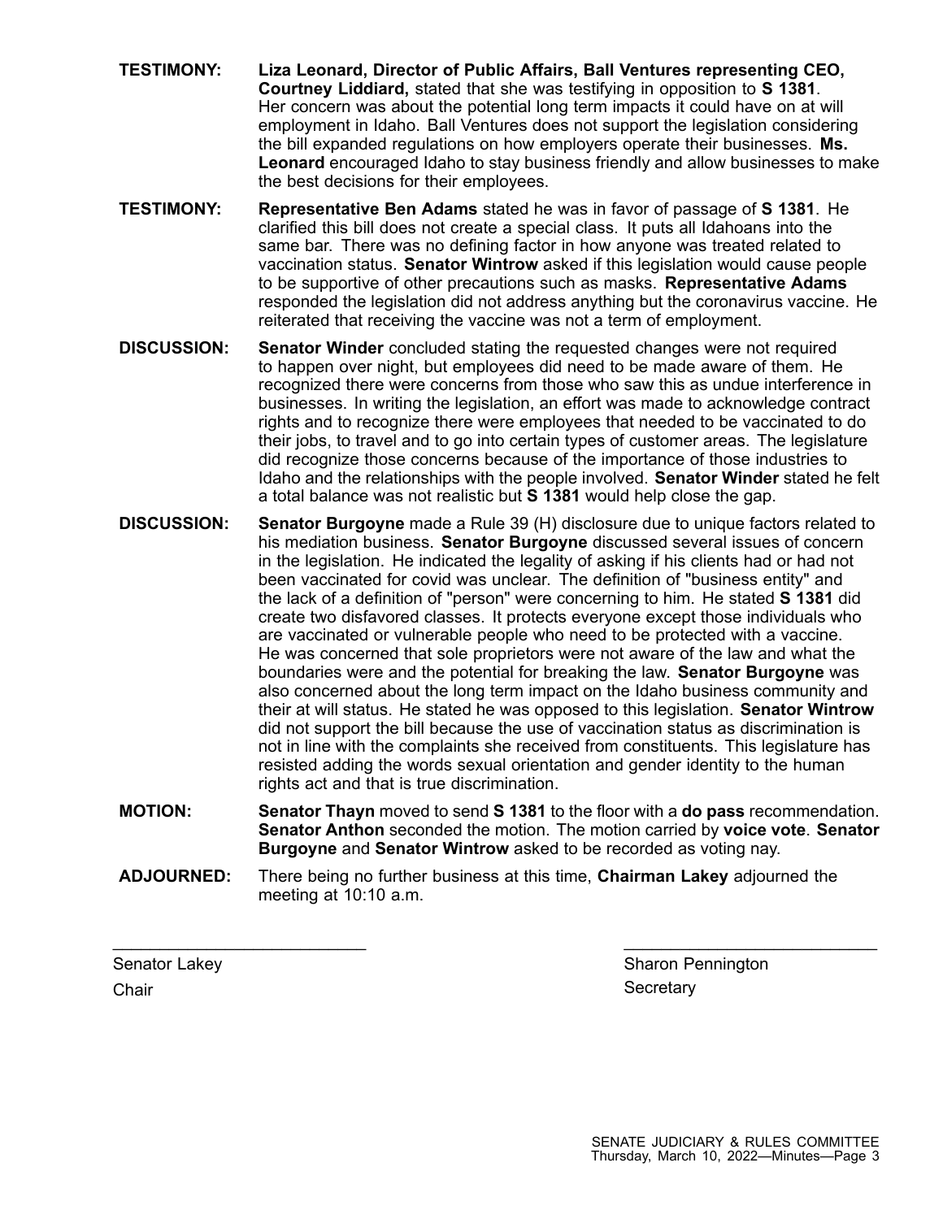**TESTIMONY:** **Liza Leonard, Director of Public Affairs, Ball Ventures representing CEO, Courtney Liddiard,** stated that she was testifying in opposition to **S 1381**. Her concern was about the potential long term impacts it could have on at will employment in Idaho. Ball Ventures does not support the legislation considering the bill expanded regulations on how employers operate their businesses. **Ms. Leonard** encouraged Idaho to stay business friendly and allow businesses to make the best decisions for their employees.

**TESTIMONY:** **Representative Ben Adams** stated he was in favor of passage of **S 1381**. He clarified this bill does not create a special class. It puts all Idahoans into the same bar. There was no defining factor in how anyone was treated related to vaccination status. **Senator Wintrow** asked if this legislation would cause people to be supportive of other precautions such as masks. **Representative Adams** responded the legislation did not address anything but the coronavirus vaccine. He reiterated that receiving the vaccine was not a term of employment.

**DISCUSSION:** **Senator Winder** concluded stating the requested changes were not required to happen over night, but employees did need to be made aware of them. He recognized there were concerns from those who saw this as undue interference in businesses. In writing the legislation, an effort was made to acknowledge contract rights and to recognize there were employees that needed to be vaccinated to do their jobs, to travel and to go into certain types of customer areas. The legislature did recognize those concerns because of the importance of those industries to Idaho and the relationships with the people involved. **Senator Winder** stated he felt a total balance was not realistic but **S 1381** would help close the gap.

**DISCUSSION:** **Senator Burgoyne** made a Rule 39 (H) disclosure due to unique factors related to his mediation business. **Senator Burgoyne** discussed several issues of concern in the legislation. He indicated the legality of asking if his clients had or had not been vaccinated for covid was unclear. The definition of "business entity" and the lack of a definition of "person" were concerning to him. He stated **S 1381** did create two disfavored classes. It protects everyone except those individuals who are vaccinated or vulnerable people who need to be protected with a vaccine. He was concerned that sole proprietors were not aware of the law and what the boundaries were and the potential for breaking the law. **Senator Burgoyne** was also concerned about the long term impact on the Idaho business community and their at will status. He stated he was opposed to this legislation. **Senator Wintrow** did not support the bill because the use of vaccination status as discrimination is not in line with the complaints she received from constituents. This legislature has resisted adding the words sexual orientation and gender identity to the human rights act and that is true discrimination.

**MOTION:** **Senator Thayn** moved to send **S 1381** to the floor with a **do pass** recommendation. **Senator Anthon** seconded the motion. The motion carried by **voice vote**. **Senator Burgoyne** and **Senator Wintrow** asked to be recorded as voting nay.

**ADJOURNED:** There being no further business at this time, **Chairman Lakey** adjourned the meeting at 10:10 a.m.

___________________________
Senator Lakey
Chair

___________________________
Sharon Pennington
Secretary